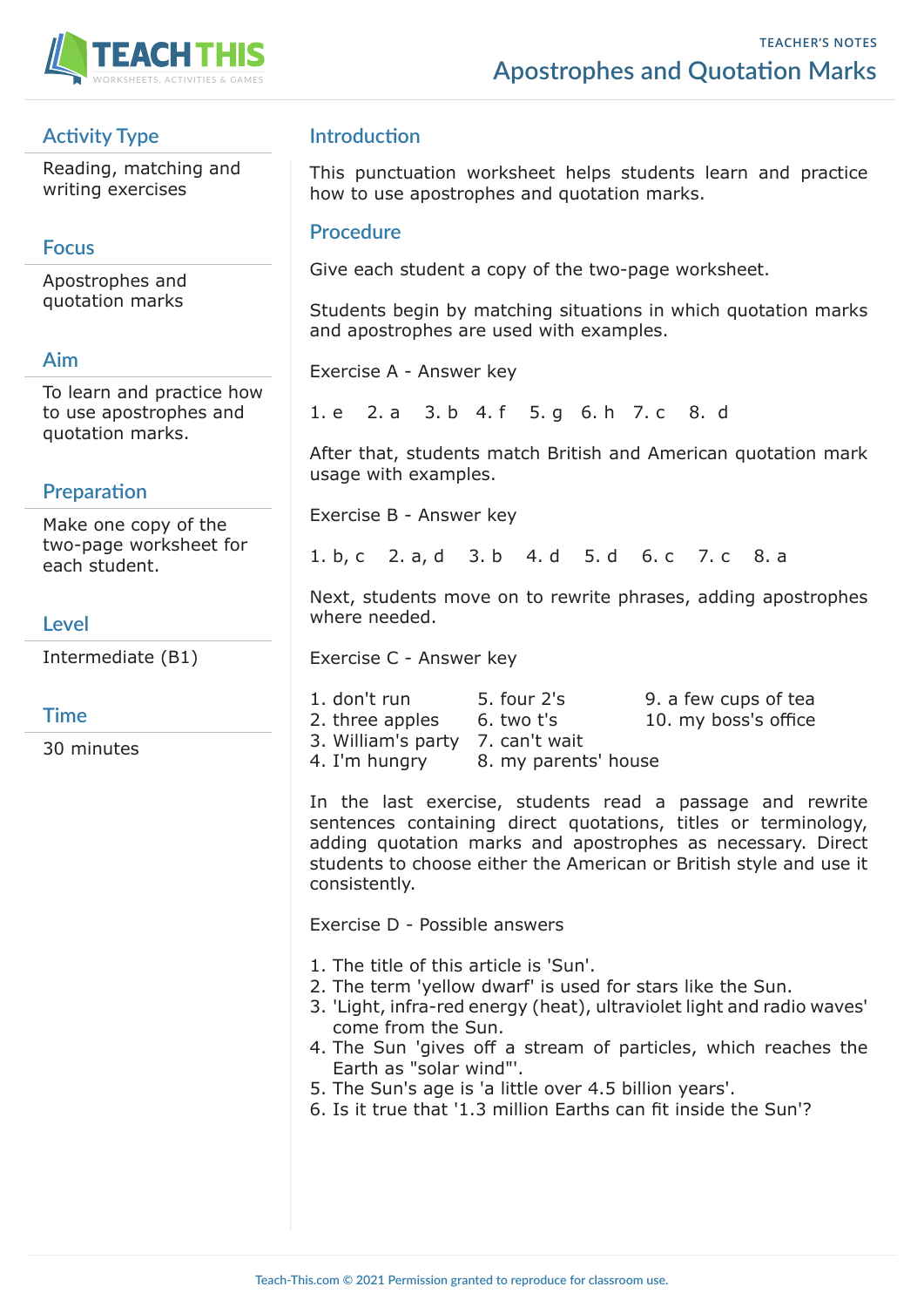TEACHER'S NOTES

# Apostrophes and Quotation Marks

## Activity Type

Reading, matching and writing exercises

## Focus

Apostrophes and quotation marks

## Aim

To learn and practice how to use apostrophes and quotation marks.

## Preparation

Make one copy of the two-page worksheet for each student.

## Level

Intermediate (B1)

## Time

30 minutes

## Introduction

This punctuation worksheet helps students learn and practice how to use apostrophes and quotation marks.

## Procedure

Give each student a copy of the two-page worksheet.

Students begin by matching situations in which quotation marks and apostrophes are used with examples.

Exercise A - Answer key

1. e 2. a 3. b 4. f 5. g 6. h 7. c 8. d

After that, students match British and American quotation mark usage with examples.

Exercise B - Answer key

1. b, c 2. a, d 3. b 4. d 5. d 6. c 7. c 8. a

Next, students move on to rewrite phrases, adding apostrophes where needed.

Exercise C - Answer key

1. don't run
2. three apples
3. William's party
4. I'm hungry
5. four 2's
6. two t's
7. can't wait
8. my parents' house
9. a few cups of tea
10. my boss's office

In the last exercise, students read a passage and rewrite sentences containing direct quotations, titles or terminology, adding quotation marks and apostrophes as necessary. Direct students to choose either the American or British style and use it consistently.

Exercise D - Possible answers

1. The title of this article is 'Sun'.
2. The term 'yellow dwarf' is used for stars like the Sun.
3. 'Light, infra-red energy (heat), ultraviolet light and radio waves' come from the Sun.
4. The Sun 'gives off a stream of particles, which reaches the Earth as "solar wind"'.
5. The Sun's age is 'a little over 4.5 billion years'.
6. Is it true that '1.3 million Earths can fit inside the Sun'?

Teach-This.com © 2021 Permission granted to reproduce for classroom use.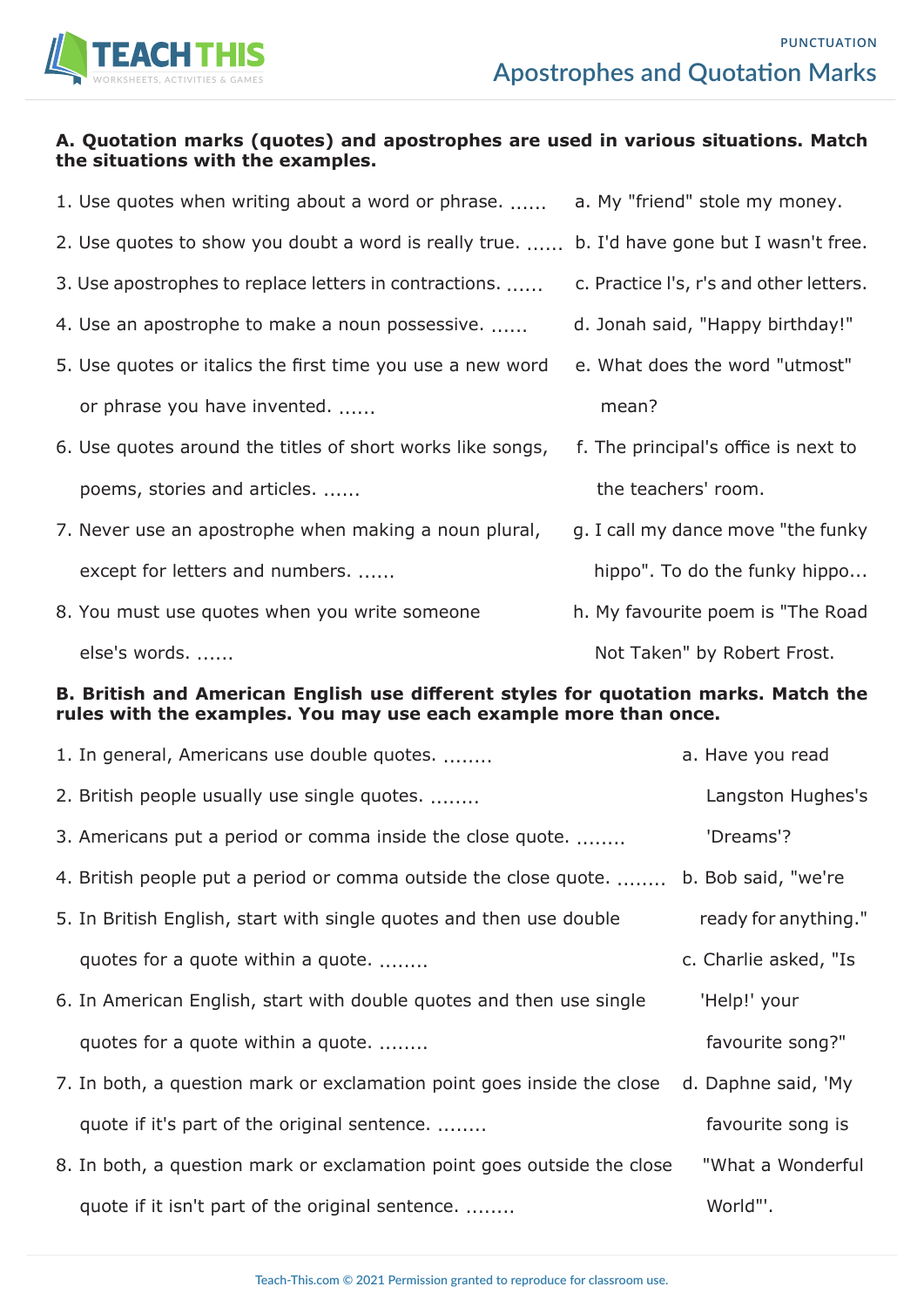# Apostrophes and Quotation Marks

**A. Quotation marks (quotes) and apostrophes are used in various situations. Match the situations with the examples.**

1. Use quotes when writing about a word or phrase. ......
2. Use quotes to show you doubt a word is really true. ......
3. Use apostrophes to replace letters in contractions. ......
4. Use an apostrophe to make a noun possessive. ......
5. Use quotes or italics the first time you use a new word or phrase you have invented. ......
6. Use quotes around the titles of short works like songs, poems, stories and articles. ......
7. Never use an apostrophe when making a noun plural, except for letters and numbers. ......
8. You must use quotes when you write someone else's words. ......

a. My "friend" stole my money.

b. I'd have gone but I wasn't free.

c. Practice l's, r's and other letters.

d. Jonah said, "Happy birthday!"

e. What does the word "utmost" mean?

f. The principal's office is next to the teachers' room.

g. I call my dance move "the funky hippo". To do the funky hippo...

h. My favourite poem is "The Road Not Taken" by Robert Frost.

**B. British and American English use different styles for quotation marks. Match the rules with the examples. You may use each example more than once.**

1. In general, Americans use double quotes. ........
2. British people usually use single quotes. ........
3. Americans put a period or comma inside the close quote. ........
4. British people put a period or comma outside the close quote. ........
5. In British English, start with single quotes and then use double quotes for a quote within a quote. ........
6. In American English, start with double quotes and then use single quotes for a quote within a quote. ........
7. In both, a question mark or exclamation point goes inside the close quote if it's part of the original sentence. ........
8. In both, a question mark or exclamation point goes outside the close quote if it isn't part of the original sentence. ........

a. Have you read Langston Hughes's 'Dreams'?

b. Bob said, "we're ready for anything."

c. Charlie asked, "Is 'Help!' your favourite song?"

d. Daphne said, 'My favourite song is "What a Wonderful World"'.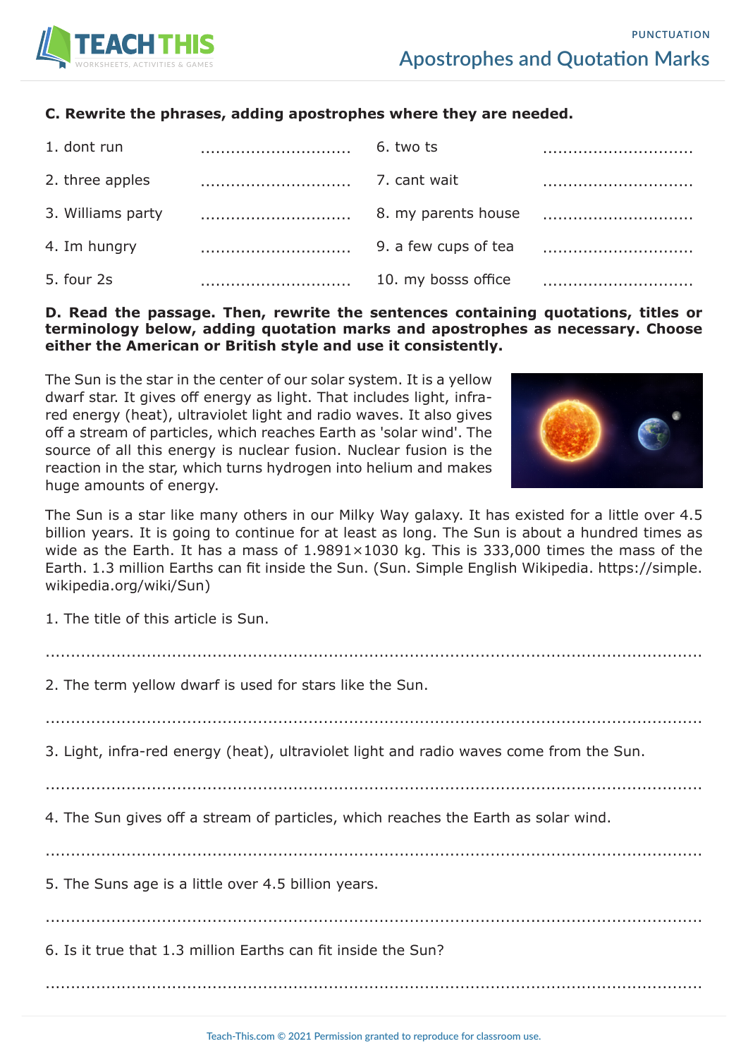**C. Rewrite the phrases, adding apostrophes where they are needed.**

| | | | |
|---|---|---|---|
| 1. dont run | .............................. | 6. two ts | .............................. |
| 2. three apples | .............................. | 7. cant wait | .............................. |
| 3. Williams party | .............................. | 8. my parents house | .............................. |
| 4. Im hungry | .............................. | 9. a few cups of tea | .............................. |
| 5. four 2s | .............................. | 10. my bosss office | .............................. |

**D. Read the passage. Then, rewrite the sentences containing quotations, titles or terminology below, adding quotation marks and apostrophes as necessary. Choose either the American or British style and use it consistently.**

The Sun is the star in the center of our solar system. It is a yellow dwarf star. It gives off energy as light. That includes light, infra-red energy (heat), ultraviolet light and radio waves. It also gives off a stream of particles, which reaches Earth as 'solar wind'. The source of all this energy is nuclear fusion. Nuclear fusion is the reaction in the star, which turns hydrogen into helium and makes huge amounts of energy.

The Sun is a star like many others in our Milky Way galaxy. It has existed for a little over 4.5 billion years. It is going to continue for at least as long. The Sun is about a hundred times as wide as the Earth. It has a mass of 1.9891×1030 kg. This is 333,000 times the mass of the Earth. 1.3 million Earths can fit inside the Sun. (Sun. Simple English Wikipedia. https://simple.wikipedia.org/wiki/Sun)

1. The title of this article is Sun.

..............................................................................................................................

2. The term yellow dwarf is used for stars like the Sun.

..............................................................................................................................

3. Light, infra-red energy (heat), ultraviolet light and radio waves come from the Sun.

..............................................................................................................................

4. The Sun gives off a stream of particles, which reaches the Earth as solar wind.

..............................................................................................................................

5. The Suns age is a little over 4.5 billion years.

..............................................................................................................................

6. Is it true that 1.3 million Earths can fit inside the Sun?

..............................................................................................................................